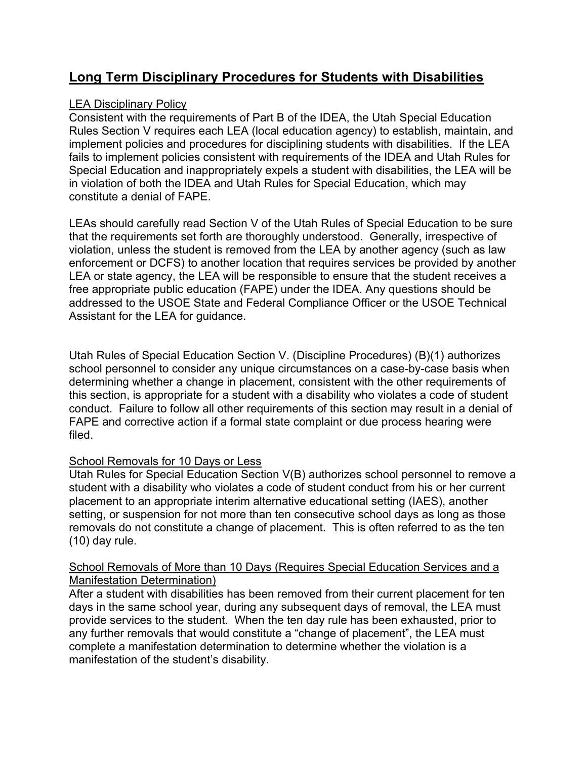# Long Term Disciplinary Procedures for Students with Disabilities

LEA Disciplinary Policy

Consistent with the requirements of Part B of the IDEA, the Utah Special Education Rules Section V requires each LEA (local education agency) to establish, maintain, and implement policies and procedures for disciplining students with disabilities. If the LEA fails to implement policies consistent with requirements of the IDEA and Utah Rules for Special Education and inappropriately expels a student with disabilities, the LEA will be in violation of both the IDEA and Utah Rules for Special Education, which may constitute a denial of FAPE.

LEAs should carefully read Section V of the Utah Rules of Special Education to be sure that the requirements set forth are thoroughly understood. Generally, irrespective of violation, unless the student is removed from the LEA by another agency (such as law enforcement or DCFS) to another location that requires services be provided by another LEA or state agency, the LEA will be responsible to ensure that the student receives a free appropriate public education (FAPE) under the IDEA. Any questions should be addressed to the USOE State and Federal Compliance Officer or the USOE Technical Assistant for the LEA for guidance.

Utah Rules of Special Education Section V. (Discipline Procedures) (B)(1) authorizes school personnel to consider any unique circumstances on a case-by-case basis when determining whether a change in placement, consistent with the other requirements of this section, is appropriate for a student with a disability who violates a code of student conduct. Failure to follow all other requirements of this section may result in a denial of FAPE and corrective action if a formal state complaint or due process hearing were filed.

School Removals for 10 Days or Less

Utah Rules for Special Education Section V(B) authorizes school personnel to remove a student with a disability who violates a code of student conduct from his or her current placement to an appropriate interim alternative educational setting (IAES), another setting, or suspension for not more than ten consecutive school days as long as those removals do not constitute a change of placement. This is often referred to as the ten (10) day rule.

School Removals of More than 10 Days (Requires Special Education Services and a Manifestation Determination)

After a student with disabilities has been removed from their current placement for ten days in the same school year, during any subsequent days of removal, the LEA must provide services to the student. When the ten day rule has been exhausted, prior to any further removals that would constitute a "change of placement", the LEA must complete a manifestation determination to determine whether the violation is a manifestation of the student's disability.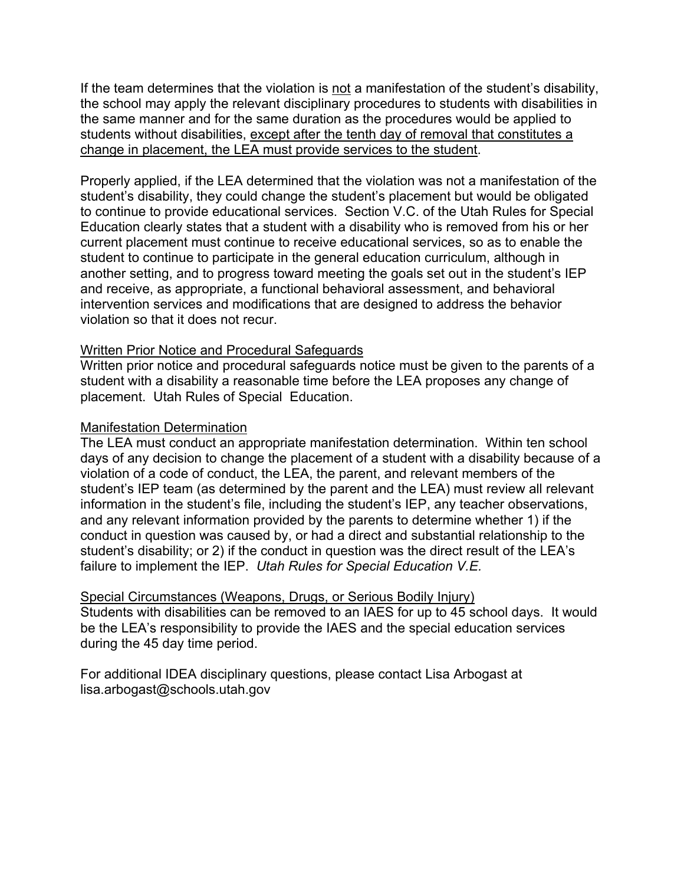If the team determines that the violation is not a manifestation of the student's disability, the school may apply the relevant disciplinary procedures to students with disabilities in the same manner and for the same duration as the procedures would be applied to students without disabilities, except after the tenth day of removal that constitutes a change in placement, the LEA must provide services to the student.

Properly applied, if the LEA determined that the violation was not a manifestation of the student's disability, they could change the student's placement but would be obligated to continue to provide educational services. Section V.C. of the Utah Rules for Special Education clearly states that a student with a disability who is removed from his or her current placement must continue to receive educational services, so as to enable the student to continue to participate in the general education curriculum, although in another setting, and to progress toward meeting the goals set out in the student's IEP and receive, as appropriate, a functional behavioral assessment, and behavioral intervention services and modifications that are designed to address the behavior violation so that it does not recur.

Written Prior Notice and Procedural Safeguards

Written prior notice and procedural safeguards notice must be given to the parents of a student with a disability a reasonable time before the LEA proposes any change of placement. Utah Rules of Special Education.

Manifestation Determination

The LEA must conduct an appropriate manifestation determination. Within ten school days of any decision to change the placement of a student with a disability because of a violation of a code of conduct, the LEA, the parent, and relevant members of the student's IEP team (as determined by the parent and the LEA) must review all relevant information in the student's file, including the student's IEP, any teacher observations, and any relevant information provided by the parents to determine whether 1) if the conduct in question was caused by, or had a direct and substantial relationship to the student's disability; or 2) if the conduct in question was the direct result of the LEA's failure to implement the IEP. *Utah Rules for Special Education V.E.*

Special Circumstances (Weapons, Drugs, or Serious Bodily Injury)

Students with disabilities can be removed to an IAES for up to 45 school days. It would be the LEA's responsibility to provide the IAES and the special education services during the 45 day time period.

For additional IDEA disciplinary questions, please contact Lisa Arbogast at lisa.arbogast@schools.utah.gov